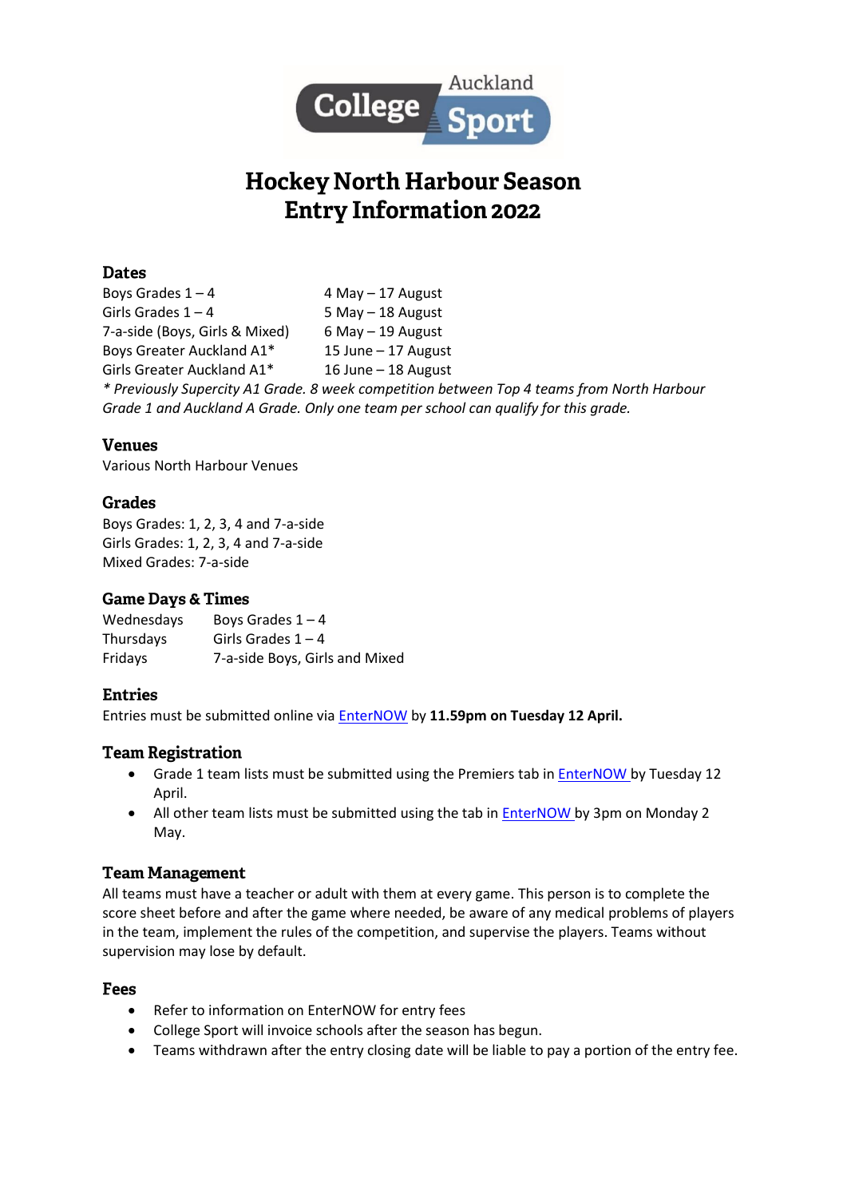Auckland College Sport

# Hockey North Harbour Season Entry Information 2022

## Dates

| | |
|---|---|
| Boys Grades 1 – 4 | 4 May – 17 August |
| Girls Grades 1 – 4 | 5 May – 18 August |
| 7-a-side (Boys, Girls & Mixed) | 6 May – 19 August |
| Boys Greater Auckland A1* | 15 June – 17 August |
| Girls Greater Auckland A1* | 16 June – 18 August |

*\* Previously Supercity A1 Grade. 8 week competition between Top 4 teams from North Harbour Grade 1 and Auckland A Grade. Only one team per school can qualify for this grade.*

## Venues

Various North Harbour Venues

## Grades

Boys Grades: 1, 2, 3, 4 and 7-a-side
Girls Grades: 1, 2, 3, 4 and 7-a-side
Mixed Grades: 7-a-side

## Game Days & Times

| | |
|---|---|
| Wednesdays | Boys Grades 1 – 4 |
| Thursdays | Girls Grades 1 – 4 |
| Fridays | 7-a-side Boys, Girls and Mixed |

## Entries

Entries must be submitted online via EnterNOW by **11.59pm on Tuesday 12 April.**

## Team Registration

- Grade 1 team lists must be submitted using the Premiers tab in EnterNOW by Tuesday 12 April.
- All other team lists must be submitted using the tab in EnterNOW by 3pm on Monday 2 May.

## Team Management

All teams must have a teacher or adult with them at every game. This person is to complete the score sheet before and after the game where needed, be aware of any medical problems of players in the team, implement the rules of the competition, and supervise the players. Teams without supervision may lose by default.

## Fees

- Refer to information on EnterNOW for entry fees
- College Sport will invoice schools after the season has begun.
- Teams withdrawn after the entry closing date will be liable to pay a portion of the entry fee.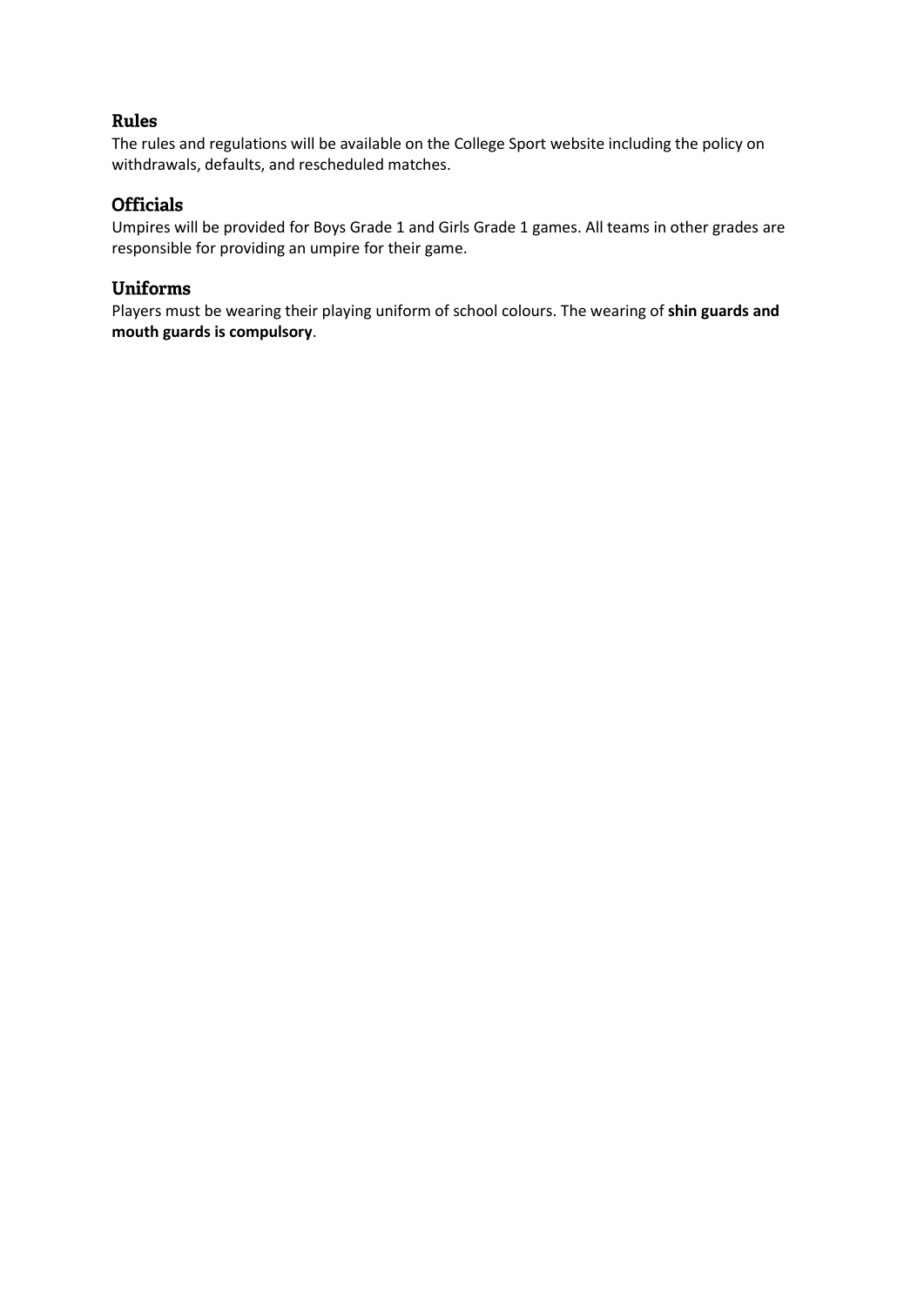## Rules

The rules and regulations will be available on the College Sport website including the policy on withdrawals, defaults, and rescheduled matches.

## Officials

Umpires will be provided for Boys Grade 1 and Girls Grade 1 games. All teams in other grades are responsible for providing an umpire for their game.

## Uniforms

Players must be wearing their playing uniform of school colours. The wearing of **shin guards and mouth guards is compulsory**.